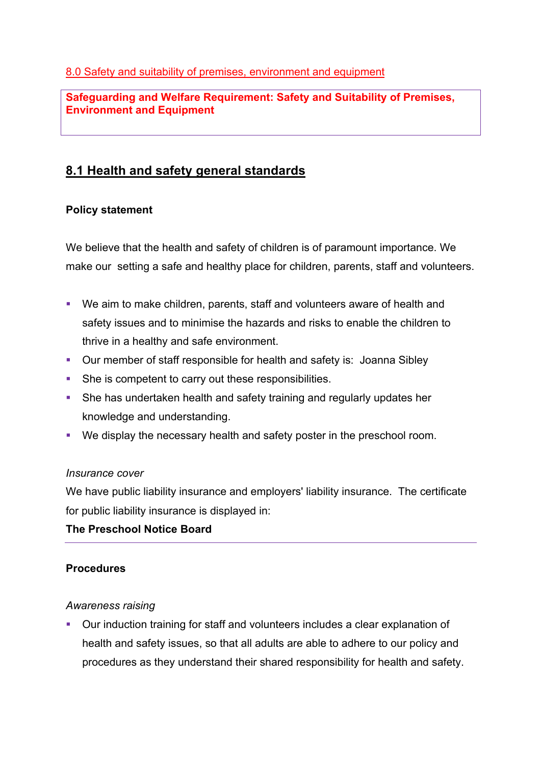8.0 Safety and suitability of premises, environment and equipment

**Safeguarding and Welfare Requirement: Safety and Suitability of Premises, Environment and Equipment**

## 8.1 Health and safety general standards

**Policy statement**

We believe that the health and safety of children is of paramount importance. We make our setting a safe and healthy place for children, parents, staff and volunteers.

- We aim to make children, parents, staff and volunteers aware of health and safety issues and to minimise the hazards and risks to enable the children to thrive in a healthy and safe environment.
- Our member of staff responsible for health and safety is: Joanna Sibley
- She is competent to carry out these responsibilities.
- She has undertaken health and safety training and regularly updates her knowledge and understanding.
- We display the necessary health and safety poster in the preschool room.

*Insurance cover*

We have public liability insurance and employers' liability insurance. The certificate for public liability insurance is displayed in:

**The Preschool Notice Board**

---

**Procedures**

*Awareness raising*

- Our induction training for staff and volunteers includes a clear explanation of health and safety issues, so that all adults are able to adhere to our policy and procedures as they understand their shared responsibility for health and safety.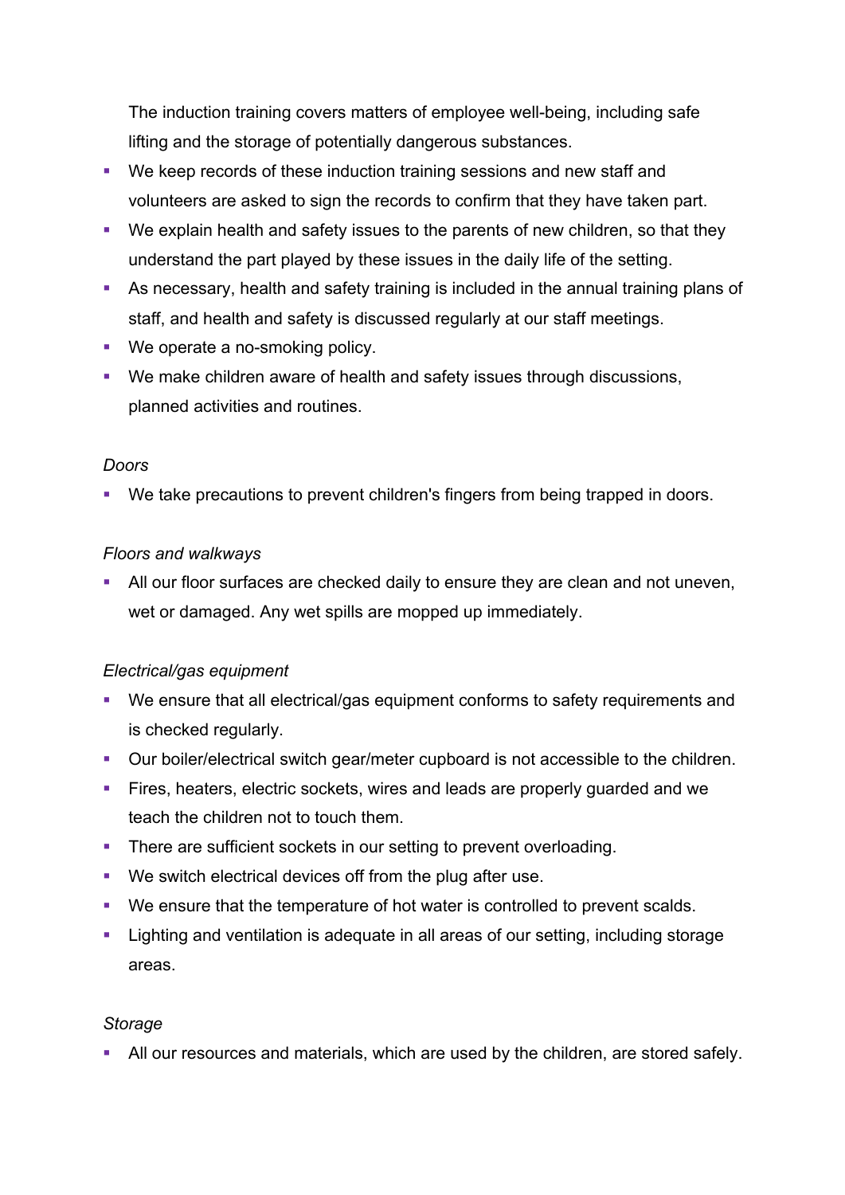The induction training covers matters of employee well-being, including safe lifting and the storage of potentially dangerous substances.

- We keep records of these induction training sessions and new staff and volunteers are asked to sign the records to confirm that they have taken part.
- We explain health and safety issues to the parents of new children, so that they understand the part played by these issues in the daily life of the setting.
- As necessary, health and safety training is included in the annual training plans of staff, and health and safety is discussed regularly at our staff meetings.
- We operate a no-smoking policy.
- We make children aware of health and safety issues through discussions, planned activities and routines.

*Doors*

- We take precautions to prevent children's fingers from being trapped in doors.

*Floors and walkways*

- All our floor surfaces are checked daily to ensure they are clean and not uneven, wet or damaged. Any wet spills are mopped up immediately.

*Electrical/gas equipment*

- We ensure that all electrical/gas equipment conforms to safety requirements and is checked regularly.
- Our boiler/electrical switch gear/meter cupboard is not accessible to the children.
- Fires, heaters, electric sockets, wires and leads are properly guarded and we teach the children not to touch them.
- There are sufficient sockets in our setting to prevent overloading.
- We switch electrical devices off from the plug after use.
- We ensure that the temperature of hot water is controlled to prevent scalds.
- Lighting and ventilation is adequate in all areas of our setting, including storage areas.

*Storage*

- All our resources and materials, which are used by the children, are stored safely.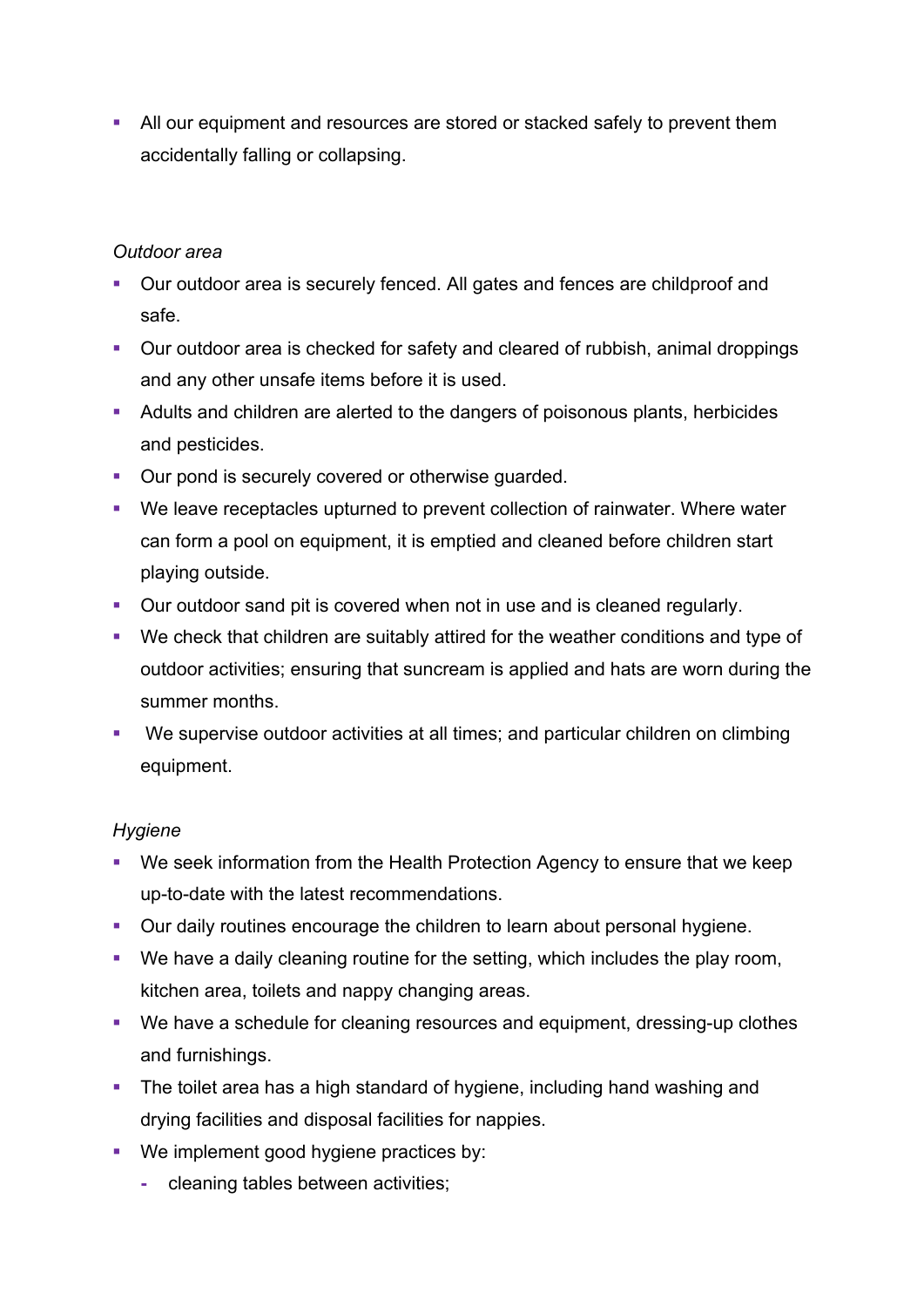- All our equipment and resources are stored or stacked safely to prevent them accidentally falling or collapsing.

*Outdoor area*

- Our outdoor area is securely fenced. All gates and fences are childproof and safe.
- Our outdoor area is checked for safety and cleared of rubbish, animal droppings and any other unsafe items before it is used.
- Adults and children are alerted to the dangers of poisonous plants, herbicides and pesticides.
- Our pond is securely covered or otherwise guarded.
- We leave receptacles upturned to prevent collection of rainwater. Where water can form a pool on equipment, it is emptied and cleaned before children start playing outside.
- Our outdoor sand pit is covered when not in use and is cleaned regularly.
- We check that children are suitably attired for the weather conditions and type of outdoor activities; ensuring that suncream is applied and hats are worn during the summer months.
- We supervise outdoor activities at all times; and particular children on climbing equipment.

*Hygiene*

- We seek information from the Health Protection Agency to ensure that we keep up-to-date with the latest recommendations.
- Our daily routines encourage the children to learn about personal hygiene.
- We have a daily cleaning routine for the setting, which includes the play room, kitchen area, toilets and nappy changing areas.
- We have a schedule for cleaning resources and equipment, dressing-up clothes and furnishings.
- The toilet area has a high standard of hygiene, including hand washing and drying facilities and disposal facilities for nappies.
- We implement good hygiene practices by:
  - cleaning tables between activities;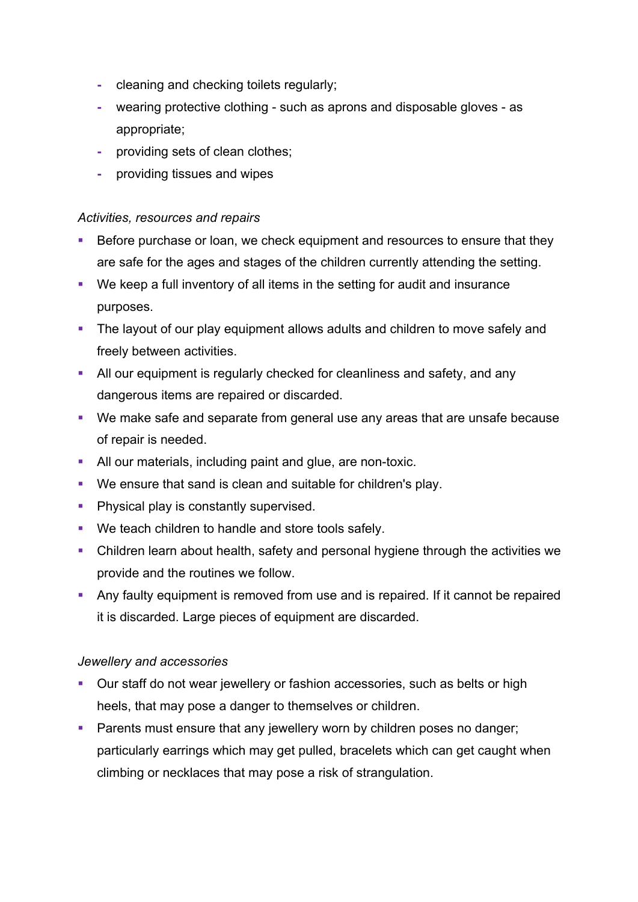- cleaning and checking toilets regularly;
- wearing protective clothing - such as aprons and disposable gloves - as appropriate;
- providing sets of clean clothes;
- providing tissues and wipes

*Activities, resources and repairs*

- Before purchase or loan, we check equipment and resources to ensure that they are safe for the ages and stages of the children currently attending the setting.
- We keep a full inventory of all items in the setting for audit and insurance purposes.
- The layout of our play equipment allows adults and children to move safely and freely between activities.
- All our equipment is regularly checked for cleanliness and safety, and any dangerous items are repaired or discarded.
- We make safe and separate from general use any areas that are unsafe because of repair is needed.
- All our materials, including paint and glue, are non-toxic.
- We ensure that sand is clean and suitable for children's play.
- Physical play is constantly supervised.
- We teach children to handle and store tools safely.
- Children learn about health, safety and personal hygiene through the activities we provide and the routines we follow.
- Any faulty equipment is removed from use and is repaired. If it cannot be repaired it is discarded. Large pieces of equipment are discarded.

*Jewellery and accessories*

- Our staff do not wear jewellery or fashion accessories, such as belts or high heels, that may pose a danger to themselves or children.
- Parents must ensure that any jewellery worn by children poses no danger; particularly earrings which may get pulled, bracelets which can get caught when climbing or necklaces that may pose a risk of strangulation.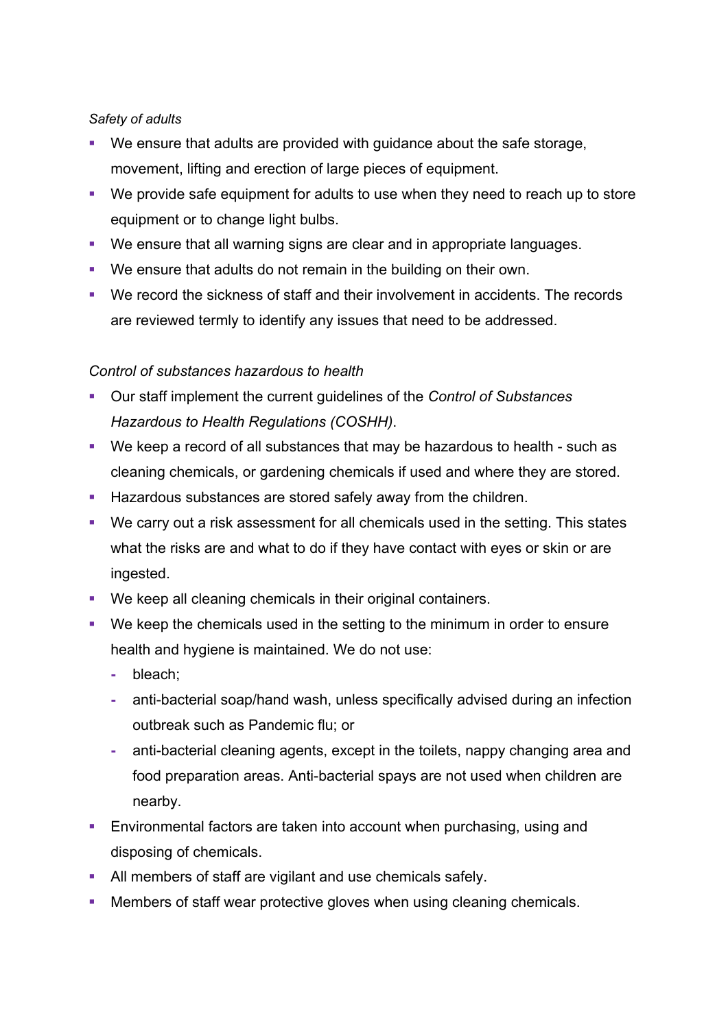*Safety of adults*

- We ensure that adults are provided with guidance about the safe storage, movement, lifting and erection of large pieces of equipment.
- We provide safe equipment for adults to use when they need to reach up to store equipment or to change light bulbs.
- We ensure that all warning signs are clear and in appropriate languages.
- We ensure that adults do not remain in the building on their own.
- We record the sickness of staff and their involvement in accidents. The records are reviewed termly to identify any issues that need to be addressed.

*Control of substances hazardous to health*

- Our staff implement the current guidelines of the *Control of Substances Hazardous to Health Regulations (COSHH)*.
- We keep a record of all substances that may be hazardous to health - such as cleaning chemicals, or gardening chemicals if used and where they are stored.
- Hazardous substances are stored safely away from the children.
- We carry out a risk assessment for all chemicals used in the setting. This states what the risks are and what to do if they have contact with eyes or skin or are ingested.
- We keep all cleaning chemicals in their original containers.
- We keep the chemicals used in the setting to the minimum in order to ensure health and hygiene is maintained. We do not use:
  - bleach;
  - anti-bacterial soap/hand wash, unless specifically advised during an infection outbreak such as Pandemic flu; or
  - anti-bacterial cleaning agents, except in the toilets, nappy changing area and food preparation areas. Anti-bacterial spays are not used when children are nearby.
- Environmental factors are taken into account when purchasing, using and disposing of chemicals.
- All members of staff are vigilant and use chemicals safely.
- Members of staff wear protective gloves when using cleaning chemicals.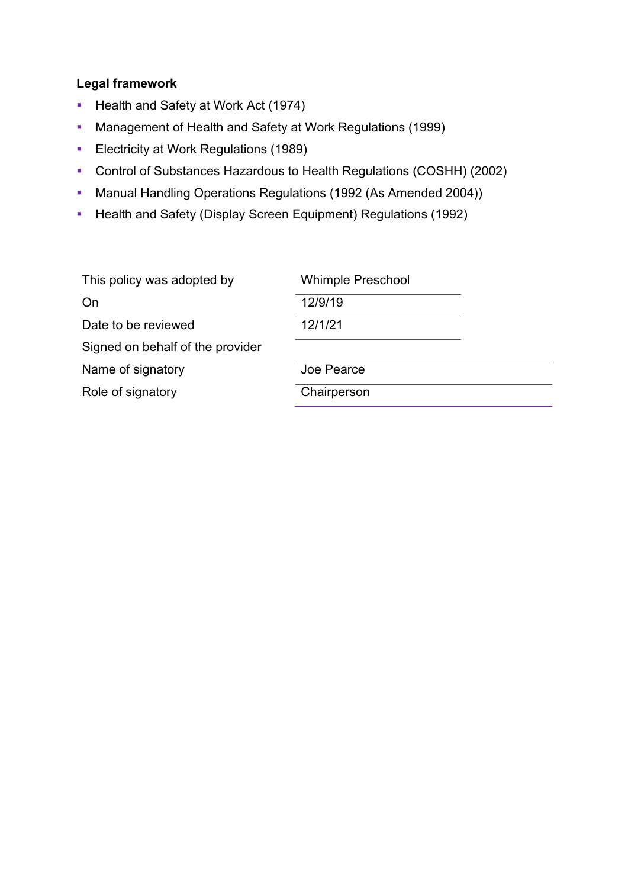**Legal framework**

- Health and Safety at Work Act (1974)
- Management of Health and Safety at Work Regulations (1999)
- Electricity at Work Regulations (1989)
- Control of Substances Hazardous to Health Regulations (COSHH) (2002)
- Manual Handling Operations Regulations (1992 (As Amended 2004))
- Health and Safety (Display Screen Equipment) Regulations (1992)

| | |
|---|---|
| This policy was adopted by | Whimple Preschool |
| On | 12/9/19 |
| Date to be reviewed | 12/1/21 |
| Signed on behalf of the provider | |
| Name of signatory | Joe Pearce |
| Role of signatory | Chairperson |